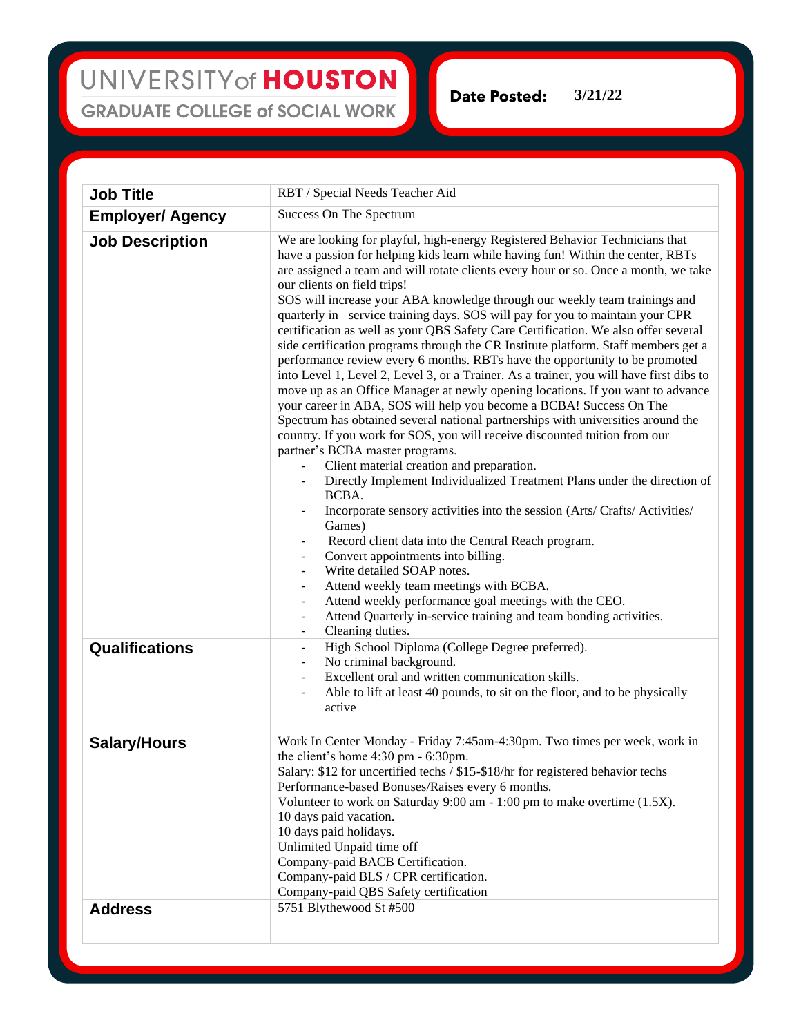UNIVERSITY of HOUSTON
GRADUATE COLLEGE of SOCIAL WORK

**Date Posted:** 3/21/22

| **Job Title** | RBT / Special Needs Teacher Aid |
|---|---|
| **Employer/ Agency** | Success On The Spectrum |
| **Job Description** | We are looking for playful, high-energy Registered Behavior Technicians that have a passion for helping kids learn while having fun! Within the center, RBTs are assigned a team and will rotate clients every hour or so. Once a month, we take our clients on field trips!<br>SOS will increase your ABA knowledge through our weekly team trainings and quarterly in service training days. SOS will pay for you to maintain your CPR certification as well as your QBS Safety Care Certification. We also offer several side certification programs through the CR Institute platform. Staff members get a performance review every 6 months. RBTs have the opportunity to be promoted into Level 1, Level 2, Level 3, or a Trainer. As a trainer, you will have first dibs to move up as an Office Manager at newly opening locations. If you want to advance your career in ABA, SOS will help you become a BCBA! Success On The Spectrum has obtained several national partnerships with universities around the country. If you work for SOS, you will receive discounted tuition from our partner's BCBA master programs.<br>- Client material creation and preparation.<br>- Directly Implement Individualized Treatment Plans under the direction of BCBA.<br>- Incorporate sensory activities into the session (Arts/ Crafts/ Activities/ Games)<br>- Record client data into the Central Reach program.<br>- Convert appointments into billing.<br>- Write detailed SOAP notes.<br>- Attend weekly team meetings with BCBA.<br>- Attend weekly performance goal meetings with the CEO.<br>- Attend Quarterly in-service training and team bonding activities.<br>- Cleaning duties. |
| **Qualifications** | - High School Diploma (College Degree preferred).<br>- No criminal background.<br>- Excellent oral and written communication skills.<br>- Able to lift at least 40 pounds, to sit on the floor, and to be physically active |
| **Salary/Hours** | Work In Center Monday - Friday 7:45am-4:30pm. Two times per week, work in the client's home 4:30 pm - 6:30pm.<br>Salary: $12 for uncertified techs / $15-$18/hr for registered behavior techs<br>Performance-based Bonuses/Raises every 6 months.<br>Volunteer to work on Saturday 9:00 am - 1:00 pm to make overtime (1.5X).<br>10 days paid vacation.<br>10 days paid holidays.<br>Unlimited Unpaid time off<br>Company-paid BACB Certification.<br>Company-paid BLS / CPR certification.<br>Company-paid QBS Safety certification |
| **Address** | 5751 Blythewood St #500 |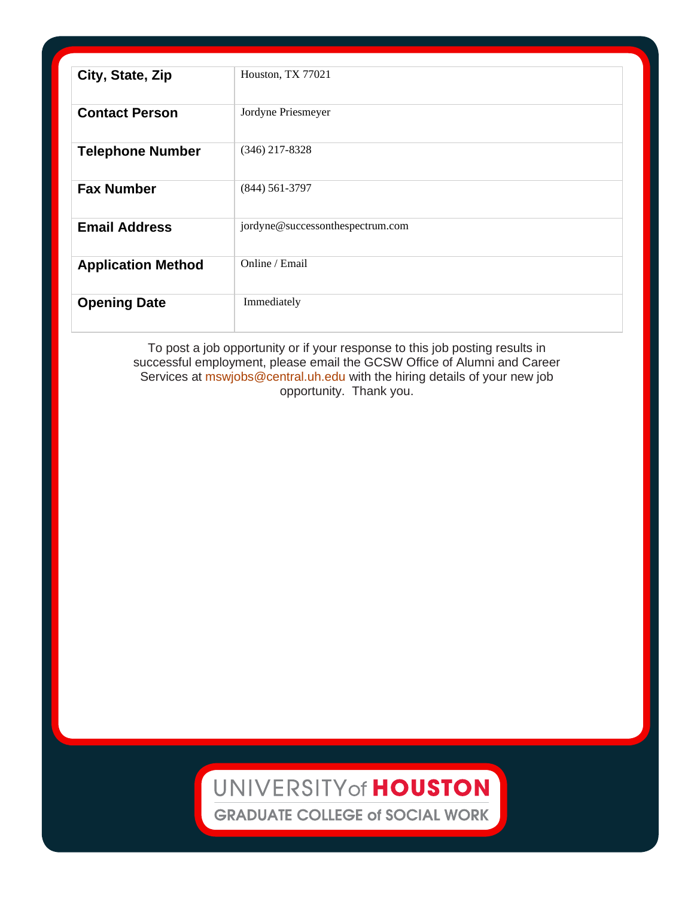| | |
|---|---|
| **City, State, Zip** | Houston, TX 77021 |
| **Contact Person** | Jordyne Priesmeyer |
| **Telephone Number** | (346) 217-8328 |
| **Fax Number** | (844) 561-3797 |
| **Email Address** | jordyne@successonthespectrum.com |
| **Application Method** | Online / Email |
| **Opening Date** | Immediately |

To post a job opportunity or if your response to this job posting results in successful employment, please email the GCSW Office of Alumni and Career Services at mswjobs@central.uh.edu with the hiring details of your new job opportunity. Thank you.

UNIVERSITY of HOUSTON
GRADUATE COLLEGE of SOCIAL WORK